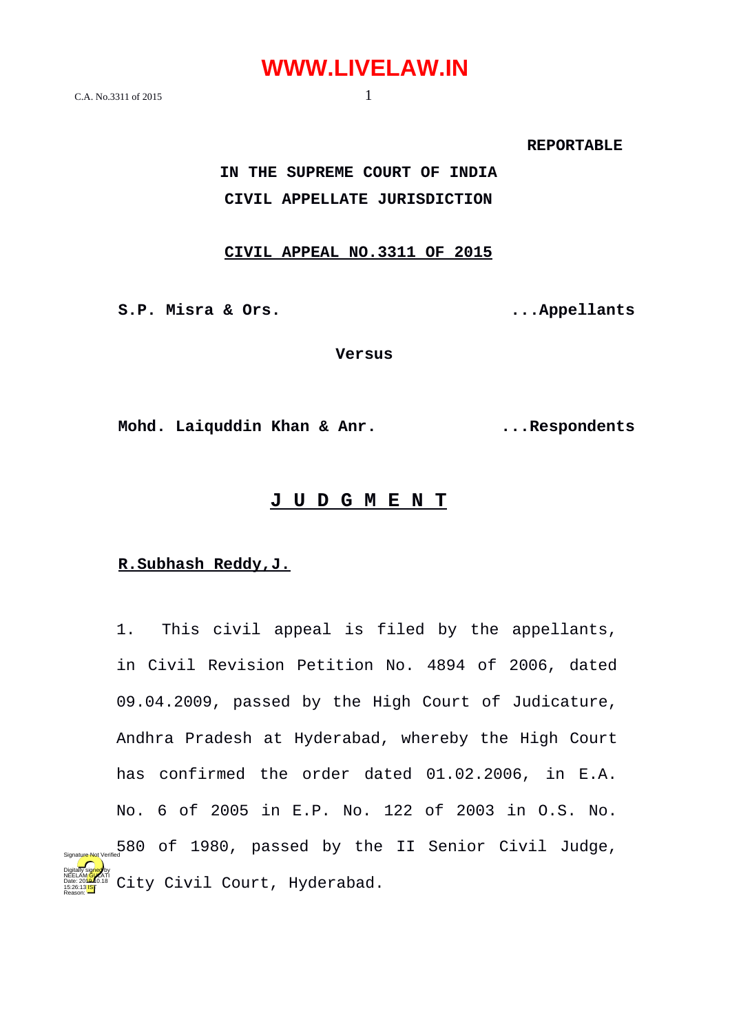**REPORTABLE**

**IN THE SUPREME COURT OF INDIA**
**CIVIL APPELLATE JURISDICTION**

**CIVIL APPEAL NO.3311 OF 2015**

**S.P. Misra & Ors.** ...Appellants

**Versus**

**Mohd. Laiquddin Khan & Anr.** ...Respondents

# J U D G M E N T

**R.Subhash Reddy,J.**

1. This civil appeal is filed by the appellants, in Civil Revision Petition No. 4894 of 2006, dated 09.04.2009, passed by the High Court of Judicature, Andhra Pradesh at Hyderabad, whereby the High Court has confirmed the order dated 01.02.2006, in E.A. No. 6 of 2005 in E.P. No. 122 of 2003 in O.S. No. 580 of 1980, passed by the II Senior Civil Judge, City Civil Court, Hyderabad.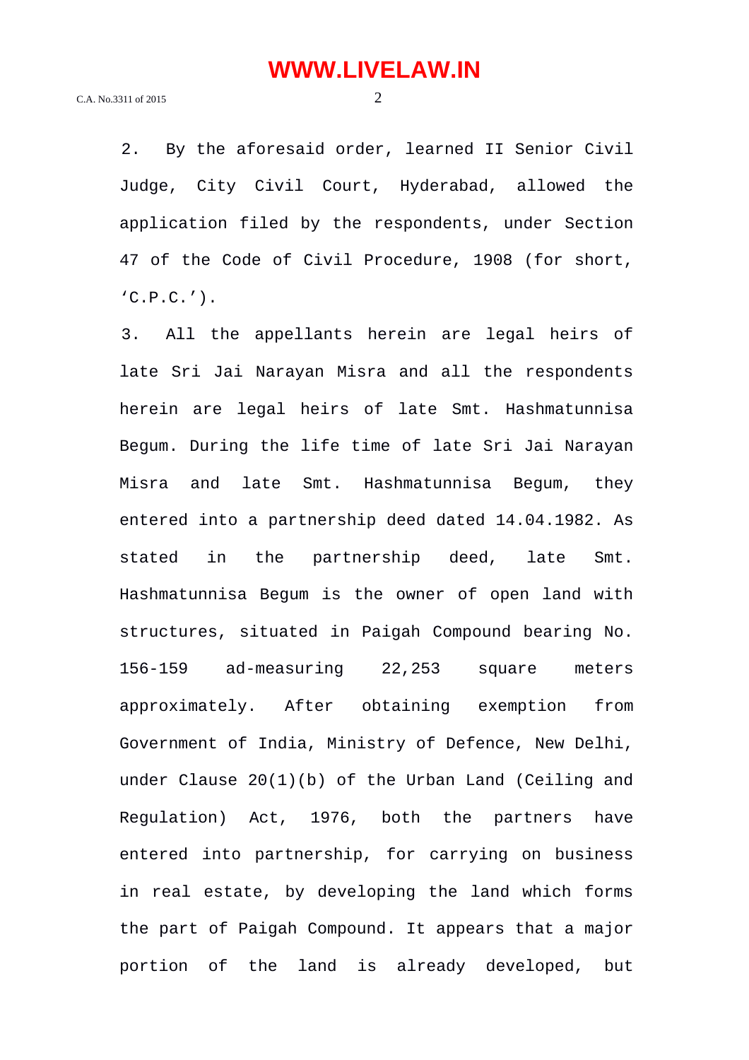2. By the aforesaid order, learned II Senior Civil Judge, City Civil Court, Hyderabad, allowed the application filed by the respondents, under Section 47 of the Code of Civil Procedure, 1908 (for short, 'C.P.C.').

3. All the appellants herein are legal heirs of late Sri Jai Narayan Misra and all the respondents herein are legal heirs of late Smt. Hashmatunnisa Begum. During the life time of late Sri Jai Narayan Misra and late Smt. Hashmatunnisa Begum, they entered into a partnership deed dated 14.04.1982. As stated in the partnership deed, late Smt. Hashmatunnisa Begum is the owner of open land with structures, situated in Paigah Compound bearing No. 156-159 ad-measuring 22,253 square meters approximately. After obtaining exemption from Government of India, Ministry of Defence, New Delhi, under Clause 20(1)(b) of the Urban Land (Ceiling and Regulation) Act, 1976, both the partners have entered into partnership, for carrying on business in real estate, by developing the land which forms the part of Paigah Compound. It appears that a major portion of the land is already developed, but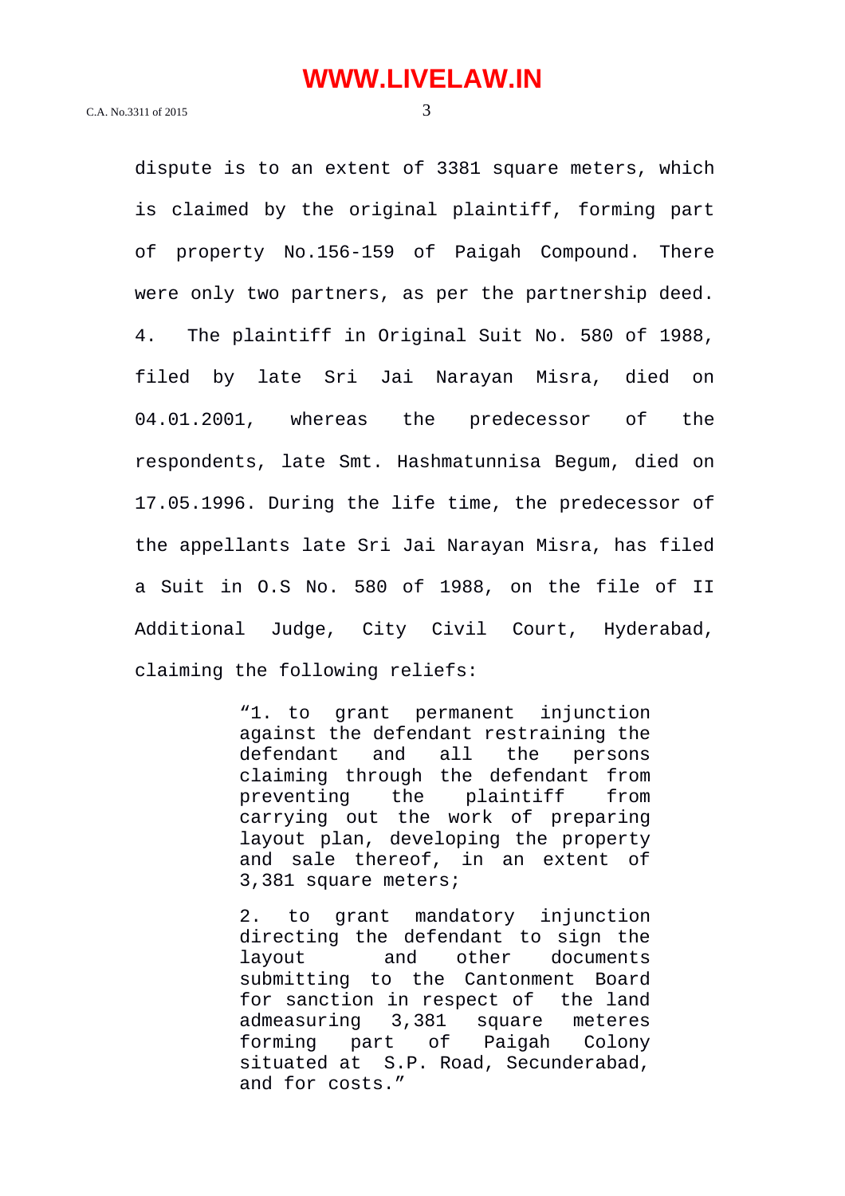dispute is to an extent of 3381 square meters, which is claimed by the original plaintiff, forming part of property No.156-159 of Paigah Compound. There were only two partners, as per the partnership deed.

4. The plaintiff in Original Suit No. 580 of 1988, filed by late Sri Jai Narayan Misra, died on 04.01.2001, whereas the predecessor of the respondents, late Smt. Hashmatunnisa Begum, died on 17.05.1996. During the life time, the predecessor of the appellants late Sri Jai Narayan Misra, has filed a Suit in O.S No. 580 of 1988, on the file of II Additional Judge, City Civil Court, Hyderabad, claiming the following reliefs:

> "1. to grant permanent injunction against the defendant restraining the defendant and all the persons claiming through the defendant from preventing the plaintiff from carrying out the work of preparing layout plan, developing the property and sale thereof, in an extent of 3,381 square meters;
>
> 2. to grant mandatory injunction directing the defendant to sign the layout and other documents submitting to the Cantonment Board for sanction in respect of the land admeasuring 3,381 square meteres forming part of Paigah Colony situated at S.P. Road, Secunderabad, and for costs."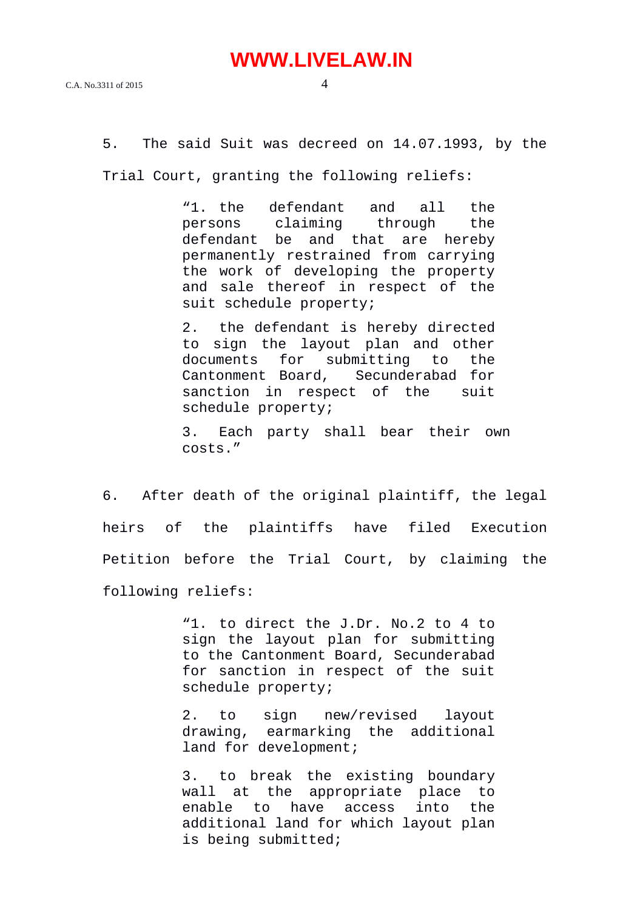5. The said Suit was decreed on 14.07.1993, by the Trial Court, granting the following reliefs:

> "1. the defendant and all the persons claiming through the defendant be and that are hereby permanently restrained from carrying the work of developing the property and sale thereof in respect of the suit schedule property;
>
> 2. the defendant is hereby directed to sign the layout plan and other documents for submitting to the Cantonment Board, Secunderabad for sanction in respect of the suit schedule property;
>
> 3. Each party shall bear their own costs."

6. After death of the original plaintiff, the legal heirs of the plaintiffs have filed Execution Petition before the Trial Court, by claiming the following reliefs:

> "1. to direct the J.Dr. No.2 to 4 to sign the layout plan for submitting to the Cantonment Board, Secunderabad for sanction in respect of the suit schedule property;
>
> 2. to sign new/revised layout drawing, earmarking the additional land for development;
>
> 3. to break the existing boundary wall at the appropriate place to enable to have access into the additional land for which layout plan is being submitted;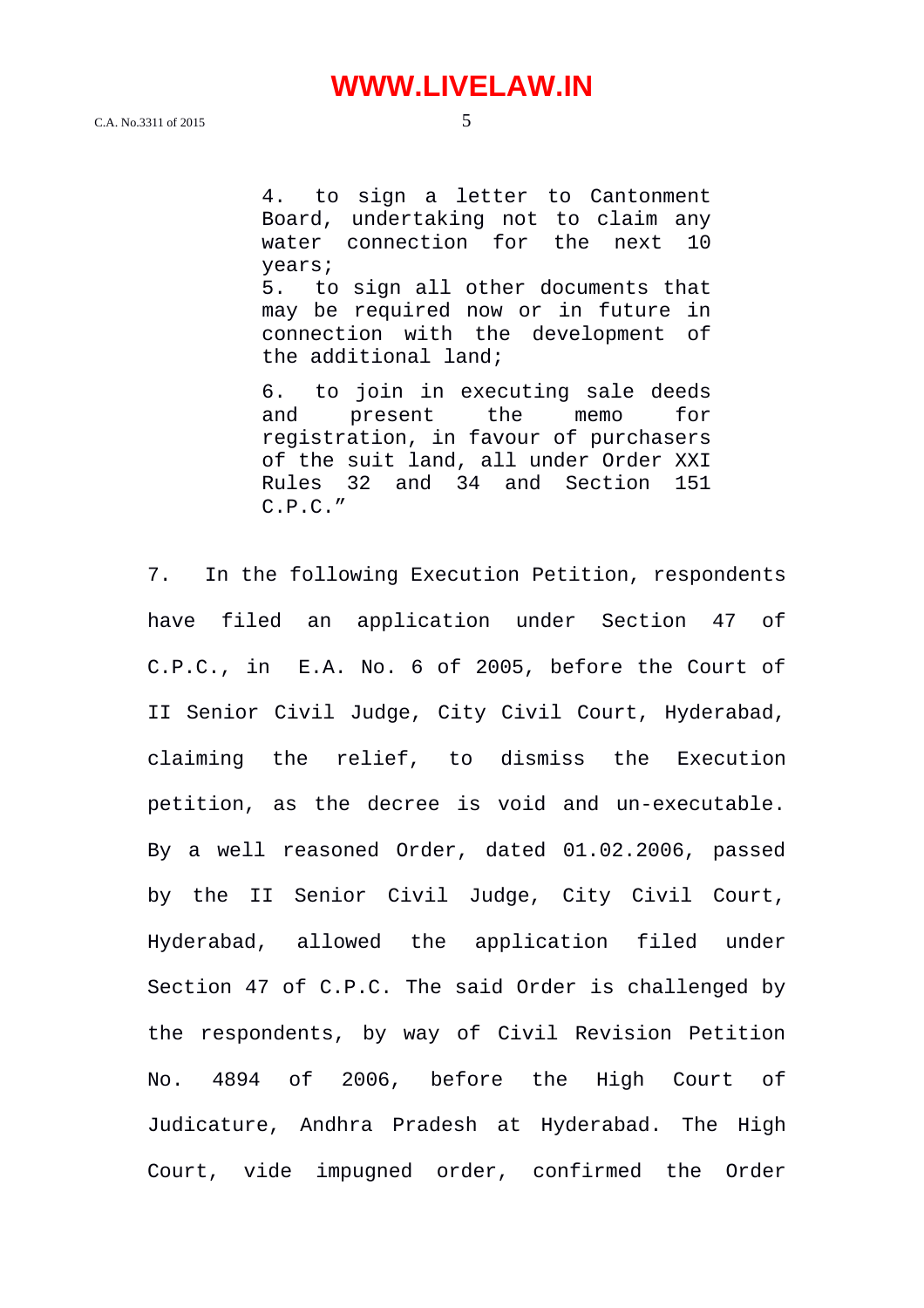> 4. to sign a letter to Cantonment Board, undertaking not to claim any water connection for the next 10 years;
>
> 5. to sign all other documents that may be required now or in future in connection with the development of the additional land;
>
> 6. to join in executing sale deeds and present the memo for registration, in favour of purchasers of the suit land, all under Order XXI Rules 32 and 34 and Section 151 C.P.C."

7. In the following Execution Petition, respondents have filed an application under Section 47 of C.P.C., in E.A. No. 6 of 2005, before the Court of II Senior Civil Judge, City Civil Court, Hyderabad, claiming the relief, to dismiss the Execution petition, as the decree is void and un-executable. By a well reasoned Order, dated 01.02.2006, passed by the II Senior Civil Judge, City Civil Court, Hyderabad, allowed the application filed under Section 47 of C.P.C. The said Order is challenged by the respondents, by way of Civil Revision Petition No. 4894 of 2006, before the High Court of Judicature, Andhra Pradesh at Hyderabad. The High Court, vide impugned order, confirmed the Order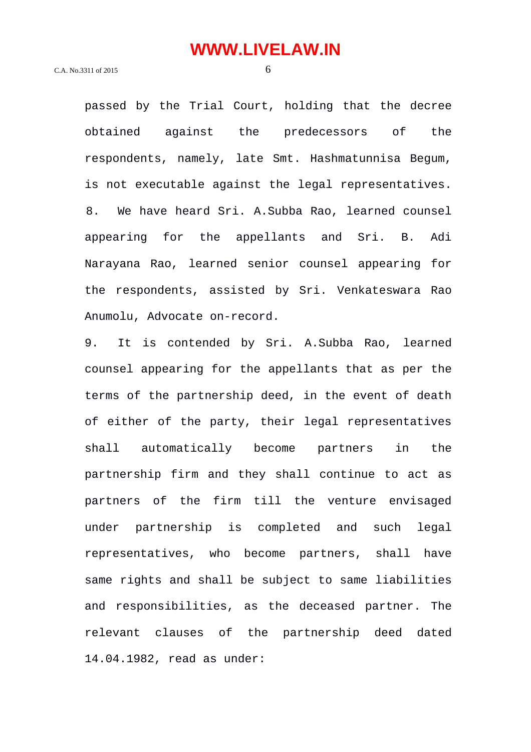passed by the Trial Court, holding that the decree obtained against the predecessors of the respondents, namely, late Smt. Hashmatunnisa Begum, is not executable against the legal representatives.

8. We have heard Sri. A.Subba Rao, learned counsel appearing for the appellants and Sri. B. Adi Narayana Rao, learned senior counsel appearing for the respondents, assisted by Sri. Venkateswara Rao Anumolu, Advocate on-record.

9. It is contended by Sri. A.Subba Rao, learned counsel appearing for the appellants that as per the terms of the partnership deed, in the event of death of either of the party, their legal representatives shall automatically become partners in the partnership firm and they shall continue to act as partners of the firm till the venture envisaged under partnership is completed and such legal representatives, who become partners, shall have same rights and shall be subject to same liabilities and responsibilities, as the deceased partner. The relevant clauses of the partnership deed dated 14.04.1982, read as under: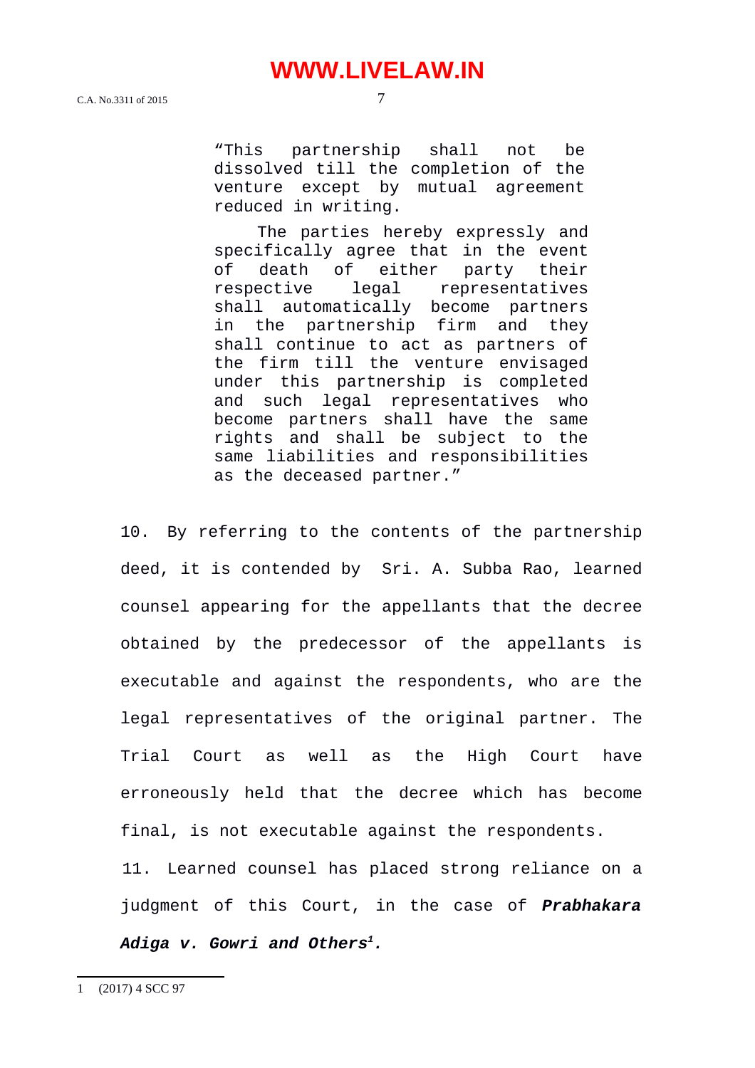> "This partnership shall not be dissolved till the completion of the venture except by mutual agreement reduced in writing.
>
> The parties hereby expressly and specifically agree that in the event of death of either party their respective legal representatives shall automatically become partners in the partnership firm and they shall continue to act as partners of the firm till the venture envisaged under this partnership is completed and such legal representatives who become partners shall have the same rights and shall be subject to the same liabilities and responsibilities as the deceased partner."

10. By referring to the contents of the partnership deed, it is contended by Sri. A. Subba Rao, learned counsel appearing for the appellants that the decree obtained by the predecessor of the appellants is executable and against the respondents, who are the legal representatives of the original partner. The Trial Court as well as the High Court have erroneously held that the decree which has become final, is not executable against the respondents.

11. Learned counsel has placed strong reliance on a judgment of this Court, in the case of ***Prabhakara Adiga v. Gowri and Others***[1].

---

1 (2017) 4 SCC 97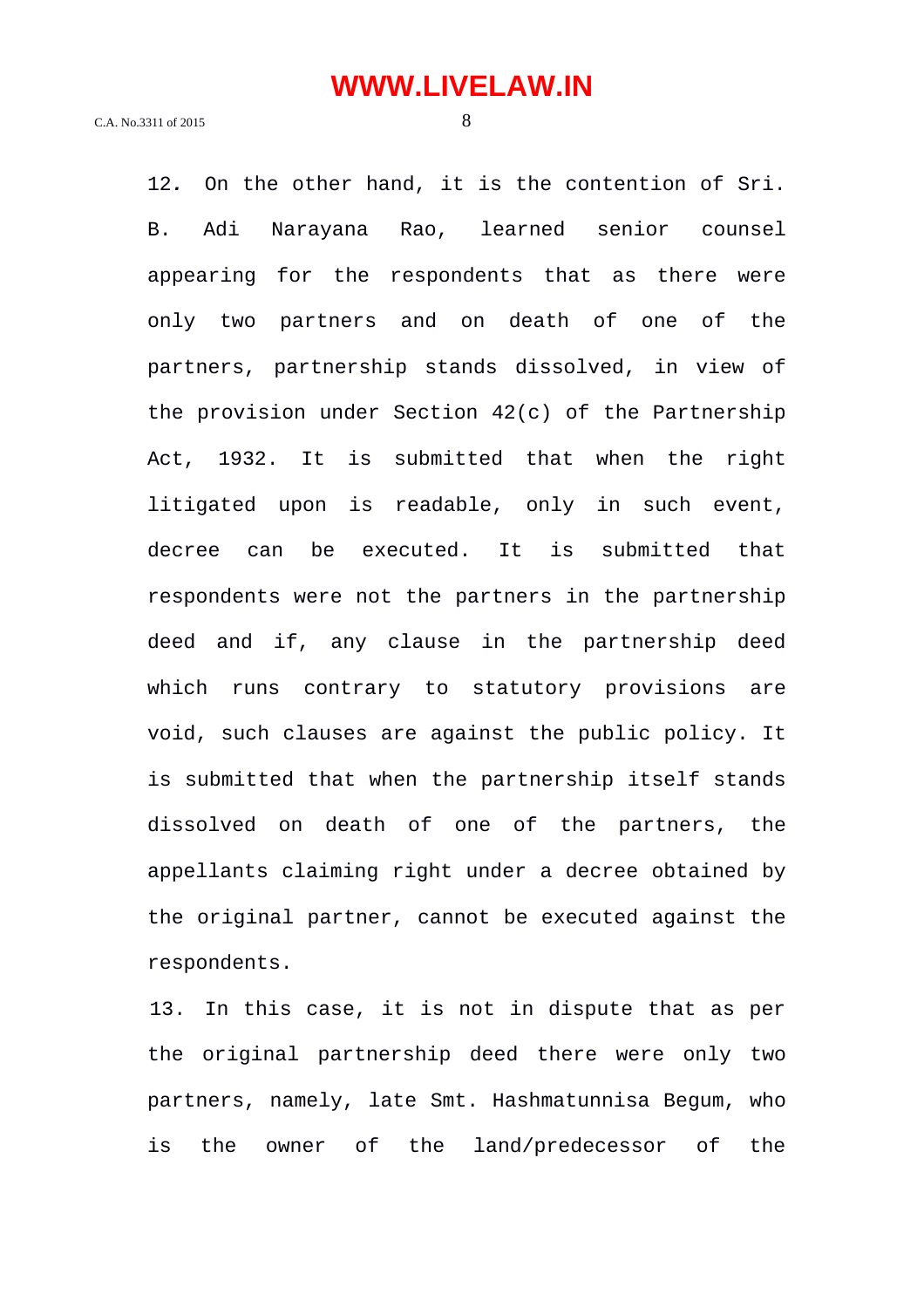12. On the other hand, it is the contention of Sri. B. Adi Narayana Rao, learned senior counsel appearing for the respondents that as there were only two partners and on death of one of the partners, partnership stands dissolved, in view of the provision under Section 42(c) of the Partnership Act, 1932. It is submitted that when the right litigated upon is readable, only in such event, decree can be executed. It is submitted that respondents were not the partners in the partnership deed and if, any clause in the partnership deed which runs contrary to statutory provisions are void, such clauses are against the public policy. It is submitted that when the partnership itself stands dissolved on death of one of the partners, the appellants claiming right under a decree obtained by the original partner, cannot be executed against the respondents.

13. In this case, it is not in dispute that as per the original partnership deed there were only two partners, namely, late Smt. Hashmatunnisa Begum, who is the owner of the land/predecessor of the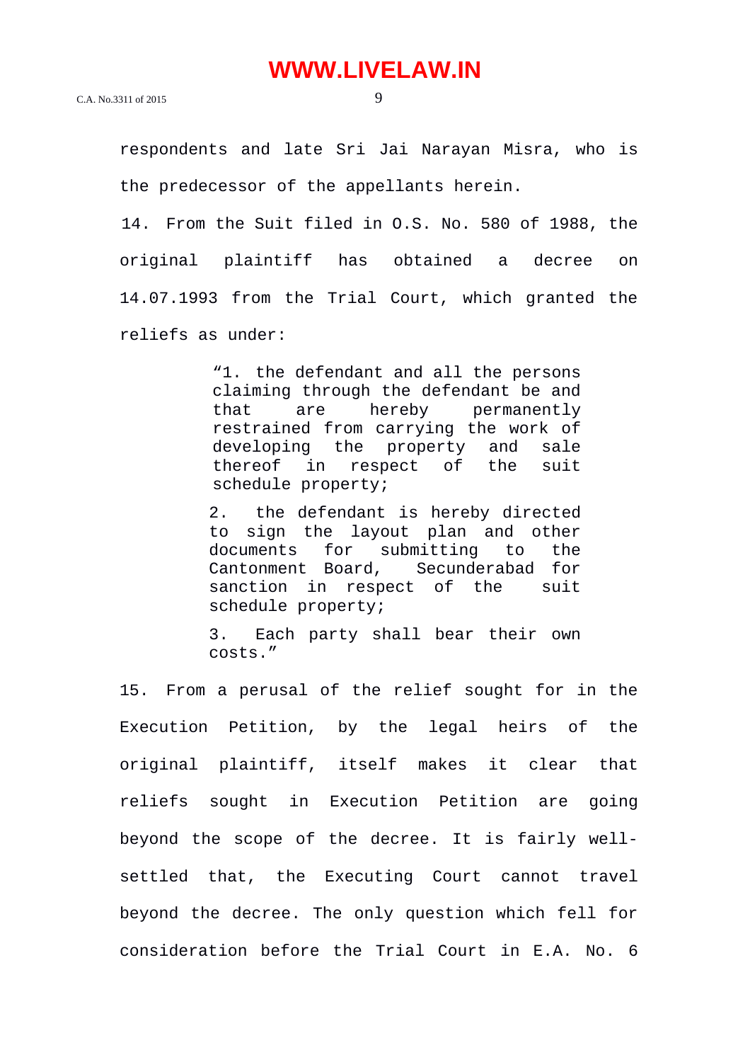respondents and late Sri Jai Narayan Misra, who is the predecessor of the appellants herein.

14. From the Suit filed in O.S. No. 580 of 1988, the original plaintiff has obtained a decree on 14.07.1993 from the Trial Court, which granted the reliefs as under:

> "1. the defendant and all the persons claiming through the defendant be and that are hereby permanently restrained from carrying the work of developing the property and sale thereof in respect of the suit schedule property;
>
> 2. the defendant is hereby directed to sign the layout plan and other documents for submitting to the Cantonment Board, Secunderabad for sanction in respect of the suit schedule property;
>
> 3. Each party shall bear their own costs."

15. From a perusal of the relief sought for in the Execution Petition, by the legal heirs of the original plaintiff, itself makes it clear that reliefs sought in Execution Petition are going beyond the scope of the decree. It is fairly well-settled that, the Executing Court cannot travel beyond the decree. The only question which fell for consideration before the Trial Court in E.A. No. 6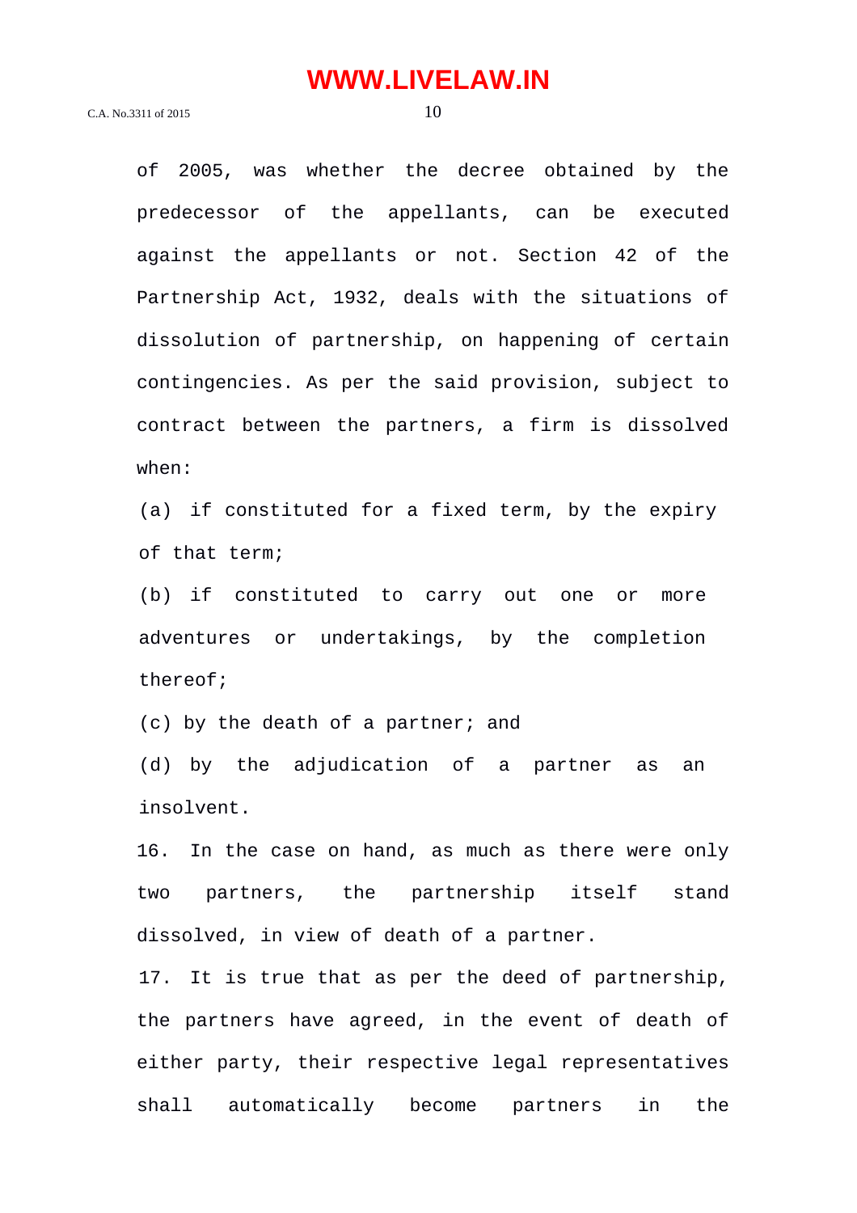of 2005, was whether the decree obtained by the predecessor of the appellants, can be executed against the appellants or not. Section 42 of the Partnership Act, 1932, deals with the situations of dissolution of partnership, on happening of certain contingencies. As per the said provision, subject to contract between the partners, a firm is dissolved when:

(a) if constituted for a fixed term, by the expiry of that term;

(b) if constituted to carry out one or more adventures or undertakings, by the completion thereof;

(c) by the death of a partner; and

(d) by the adjudication of a partner as an insolvent.

16. In the case on hand, as much as there were only two partners, the partnership itself stand dissolved, in view of death of a partner.

17. It is true that as per the deed of partnership, the partners have agreed, in the event of death of either party, their respective legal representatives shall automatically become partners in the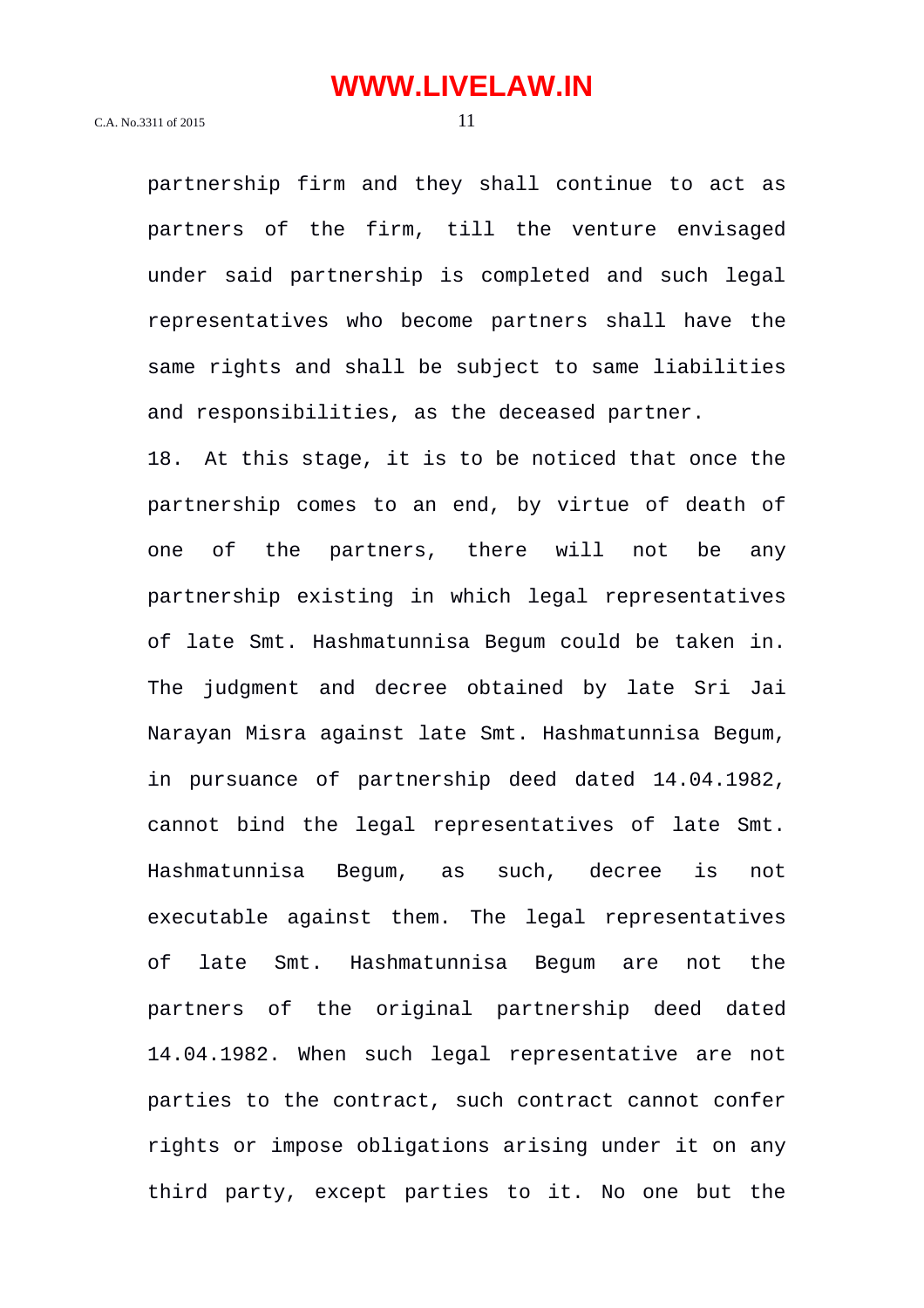partnership firm and they shall continue to act as partners of the firm, till the venture envisaged under said partnership is completed and such legal representatives who become partners shall have the same rights and shall be subject to same liabilities and responsibilities, as the deceased partner.

18. At this stage, it is to be noticed that once the partnership comes to an end, by virtue of death of one of the partners, there will not be any partnership existing in which legal representatives of late Smt. Hashmatunnisa Begum could be taken in. The judgment and decree obtained by late Sri Jai Narayan Misra against late Smt. Hashmatunnisa Begum, in pursuance of partnership deed dated 14.04.1982, cannot bind the legal representatives of late Smt. Hashmatunnisa Begum, as such, decree is not executable against them. The legal representatives of late Smt. Hashmatunnisa Begum are not the partners of the original partnership deed dated 14.04.1982. When such legal representative are not parties to the contract, such contract cannot confer rights or impose obligations arising under it on any third party, except parties to it. No one but the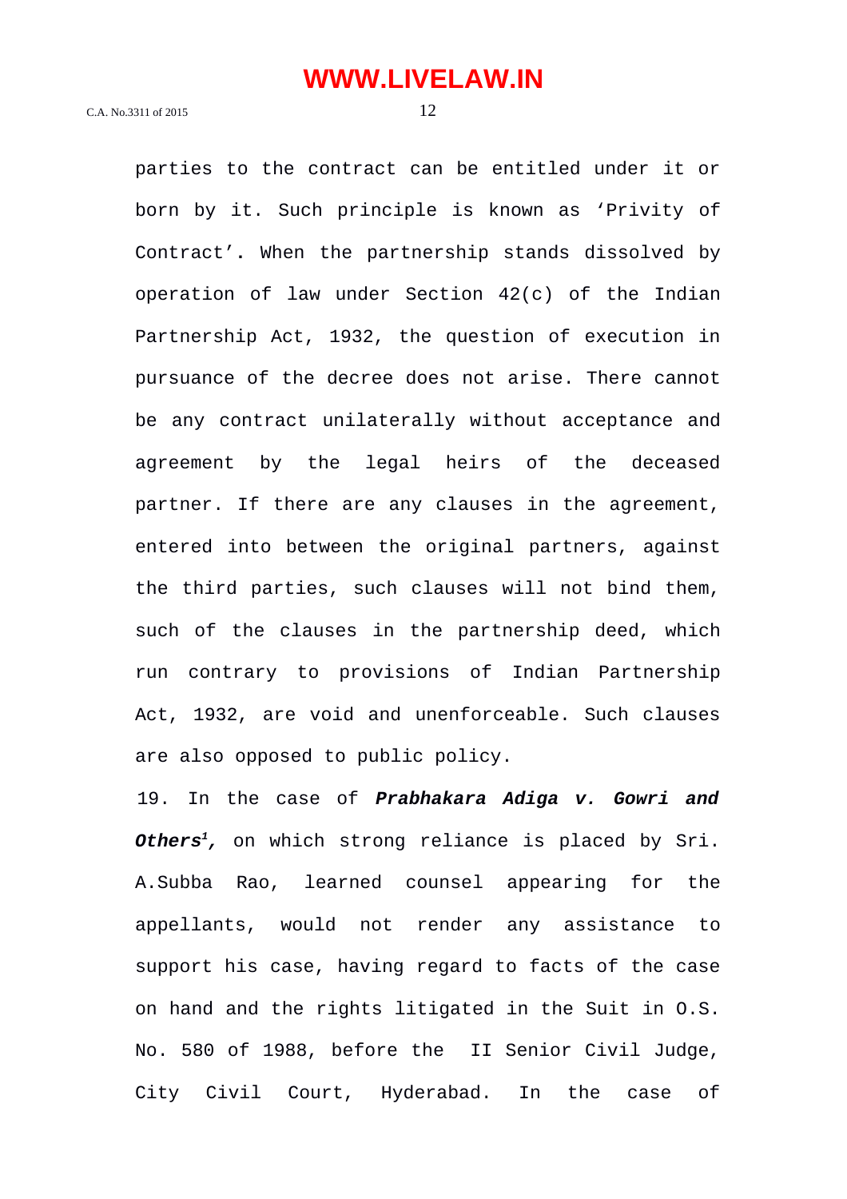parties to the contract can be entitled under it or born by it. Such principle is known as 'Privity of Contract'. When the partnership stands dissolved by operation of law under Section 42(c) of the Indian Partnership Act, 1932, the question of execution in pursuance of the decree does not arise. There cannot be any contract unilaterally without acceptance and agreement by the legal heirs of the deceased partner. If there are any clauses in the agreement, entered into between the original partners, against the third parties, such clauses will not bind them, such of the clauses in the partnership deed, which run contrary to provisions of Indian Partnership Act, 1932, are void and unenforceable. Such clauses are also opposed to public policy.

19. In the case of ***Prabhakara Adiga v. Gowri and Others***[1]***,*** on which strong reliance is placed by Sri. A.Subba Rao, learned counsel appearing for the appellants, would not render any assistance to support his case, having regard to facts of the case on hand and the rights litigated in the Suit in O.S. No. 580 of 1988, before the II Senior Civil Judge, City Civil Court, Hyderabad. In the case of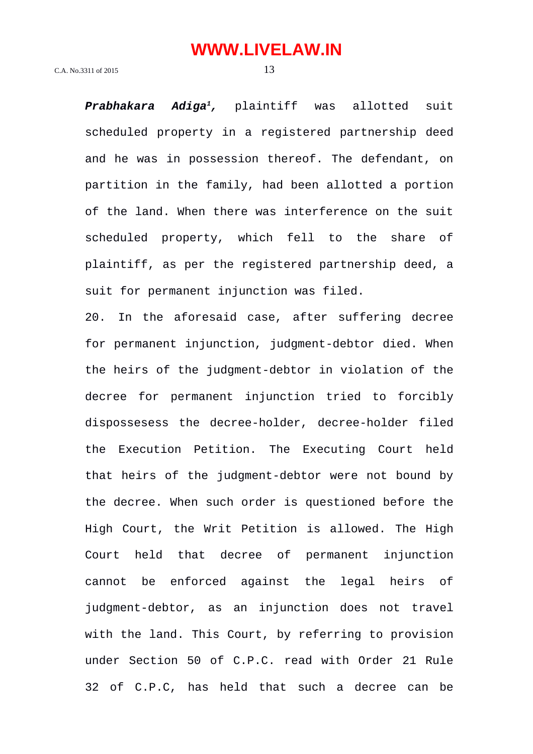***Prabhakara Adiga*[1],** plaintiff was allotted suit scheduled property in a registered partnership deed and he was in possession thereof. The defendant, on partition in the family, had been allotted a portion of the land. When there was interference on the suit scheduled property, which fell to the share of plaintiff, as per the registered partnership deed, a suit for permanent injunction was filed.

20. In the aforesaid case, after suffering decree for permanent injunction, judgment-debtor died. When the heirs of the judgment-debtor in violation of the decree for permanent injunction tried to forcibly dispossesess the decree-holder, decree-holder filed the Execution Petition. The Executing Court held that heirs of the judgment-debtor were not bound by the decree. When such order is questioned before the High Court, the Writ Petition is allowed. The High Court held that decree of permanent injunction cannot be enforced against the legal heirs of judgment-debtor, as an injunction does not travel with the land. This Court, by referring to provision under Section 50 of C.P.C. read with Order 21 Rule 32 of C.P.C, has held that such a decree can be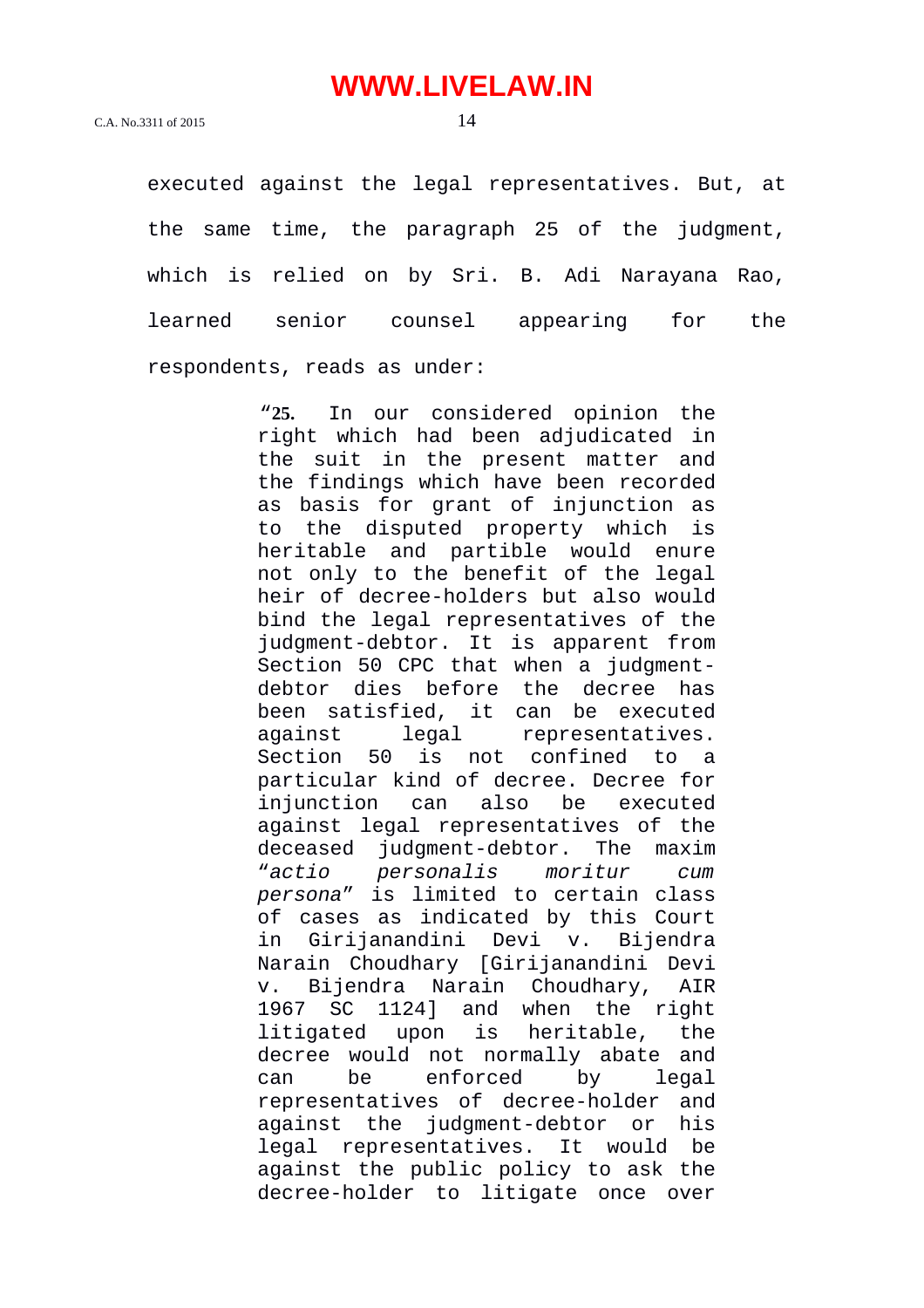executed against the legal representatives. But, at the same time, the paragraph 25 of the judgment, which is relied on by Sri. B. Adi Narayana Rao, learned senior counsel appearing for the respondents, reads as under:

> "**25.** In our considered opinion the right which had been adjudicated in the suit in the present matter and the findings which have been recorded as basis for grant of injunction as to the disputed property which is heritable and partible would enure not only to the benefit of the legal heir of decree-holders but also would bind the legal representatives of the judgment-debtor. It is apparent from Section 50 CPC that when a judgment-debtor dies before the decree has been satisfied, it can be executed against legal representatives. Section 50 is not confined to a particular kind of decree. Decree for injunction can also be executed against legal representatives of the deceased judgment-debtor. The maxim "*actio personalis moritur cum persona*" is limited to certain class of cases as indicated by this Court in Girijanandini Devi v. Bijendra Narain Choudhary [Girijanandini Devi v. Bijendra Narain Choudhary, AIR 1967 SC 1124] and when the right litigated upon is heritable, the decree would not normally abate and can be enforced by legal representatives of decree-holder and against the judgment-debtor or his legal representatives. It would be against the public policy to ask the decree-holder to litigate once over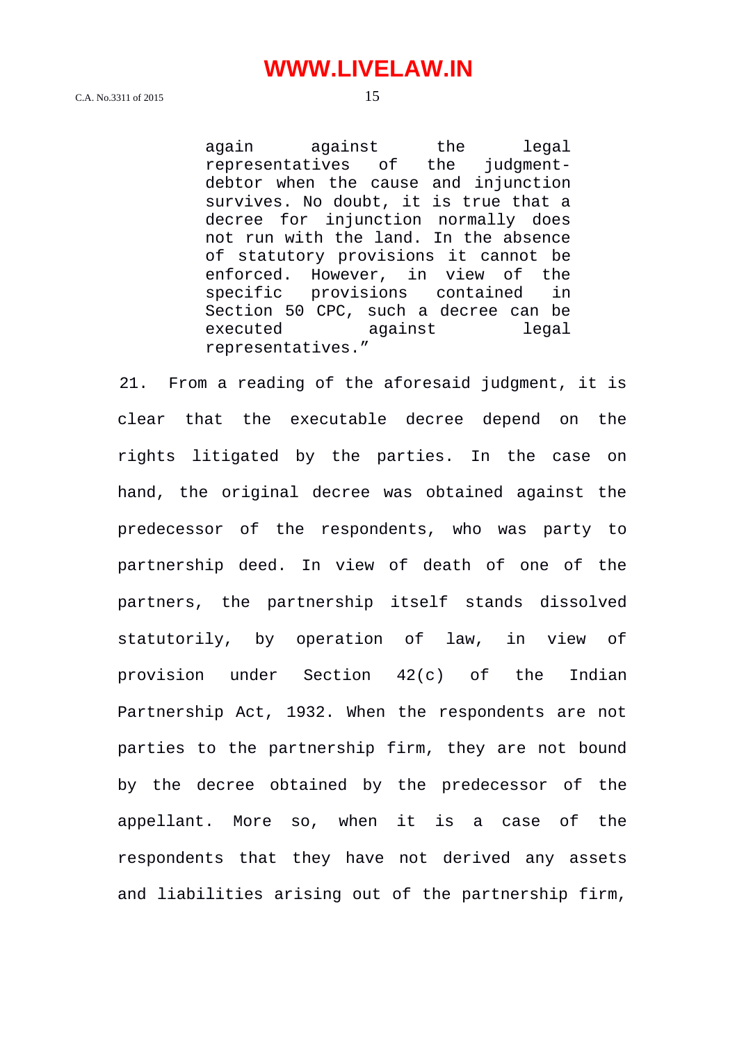> again against the legal representatives of the judgment-debtor when the cause and injunction survives. No doubt, it is true that a decree for injunction normally does not run with the land. In the absence of statutory provisions it cannot be enforced. However, in view of the specific provisions contained in Section 50 CPC, such a decree can be executed against legal representatives."

21. From a reading of the aforesaid judgment, it is clear that the executable decree depend on the rights litigated by the parties. In the case on hand, the original decree was obtained against the predecessor of the respondents, who was party to partnership deed. In view of death of one of the partners, the partnership itself stands dissolved statutorily, by operation of law, in view of provision under Section 42(c) of the Indian Partnership Act, 1932. When the respondents are not parties to the partnership firm, they are not bound by the decree obtained by the predecessor of the appellant. More so, when it is a case of the respondents that they have not derived any assets and liabilities arising out of the partnership firm,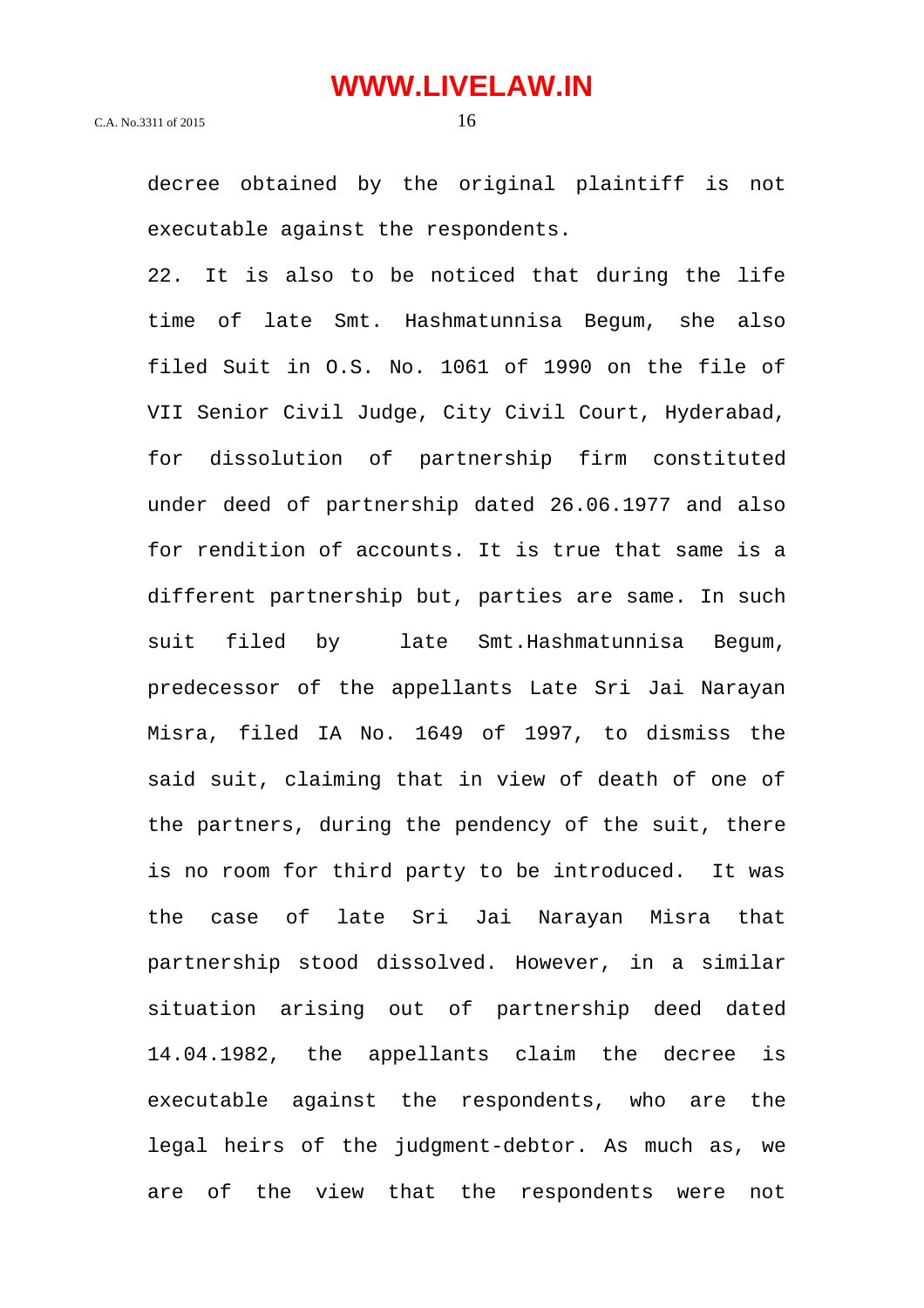decree obtained by the original plaintiff is not executable against the respondents.

22. It is also to be noticed that during the life time of late Smt. Hashmatunnisa Begum, she also filed Suit in O.S. No. 1061 of 1990 on the file of VII Senior Civil Judge, City Civil Court, Hyderabad, for dissolution of partnership firm constituted under deed of partnership dated 26.06.1977 and also for rendition of accounts. It is true that same is a different partnership but, parties are same. In such suit filed by late Smt.Hashmatunnisa Begum, predecessor of the appellants Late Sri Jai Narayan Misra, filed IA No. 1649 of 1997, to dismiss the said suit, claiming that in view of death of one of the partners, during the pendency of the suit, there is no room for third party to be introduced. It was the case of late Sri Jai Narayan Misra that partnership stood dissolved. However, in a similar situation arising out of partnership deed dated 14.04.1982, the appellants claim the decree is executable against the respondents, who are the legal heirs of the judgment-debtor. As much as, we are of the view that the respondents were not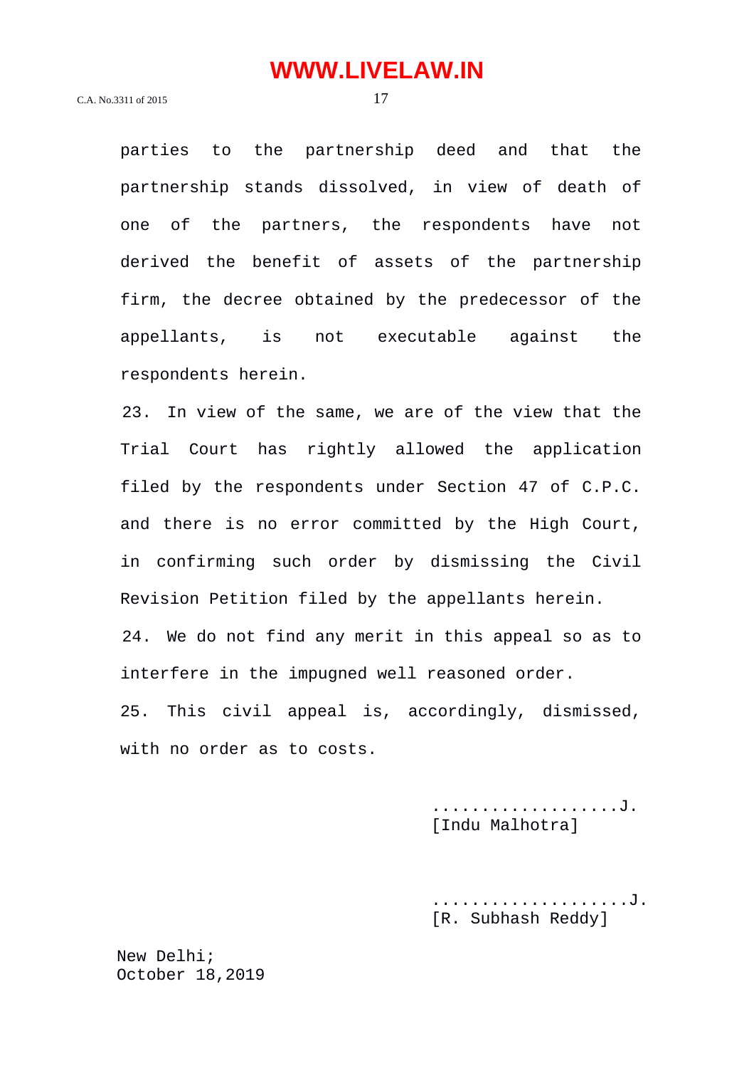parties to the partnership deed and that the partnership stands dissolved, in view of death of one of the partners, the respondents have not derived the benefit of assets of the partnership firm, the decree obtained by the predecessor of the appellants, is not executable against the respondents herein.

23. In view of the same, we are of the view that the Trial Court has rightly allowed the application filed by the respondents under Section 47 of C.P.C. and there is no error committed by the High Court, in confirming such order by dismissing the Civil Revision Petition filed by the appellants herein.

24. We do not find any merit in this appeal so as to interfere in the impugned well reasoned order.

25. This civil appeal is, accordingly, dismissed, with no order as to costs.

...................J.
[Indu Malhotra]

....................J.
[R. Subhash Reddy]

New Delhi;
October 18,2019